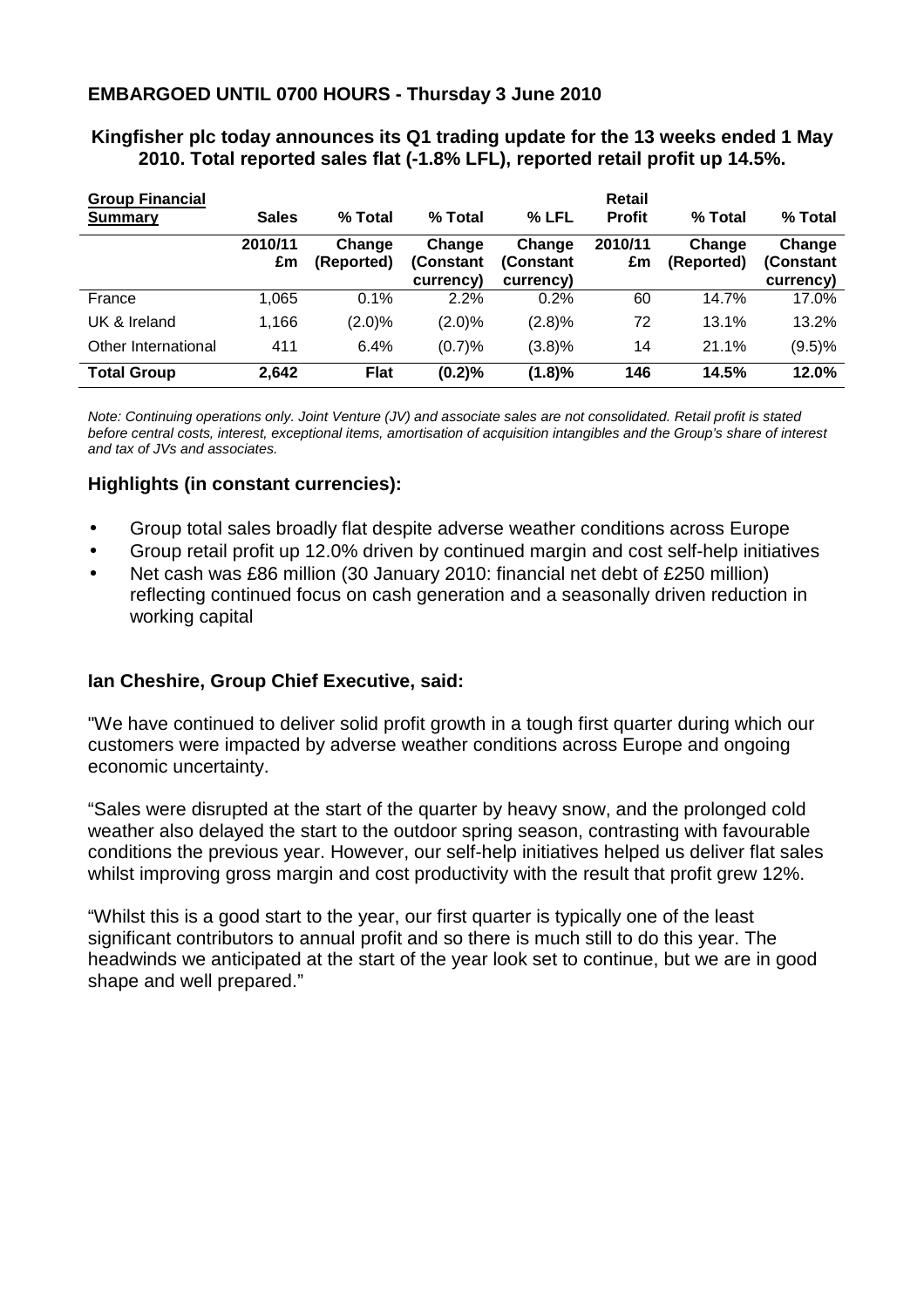**EMBARGOED UNTIL 0700 HOURS - Thursday 3 June 2010**

**Kingfisher plc today announces its Q1 trading update for the 13 weeks ended 1 May 2010. Total reported sales flat (-1.8% LFL), reported retail profit up 14.5%.**

| Group Financial Summary | Sales | % Total | % Total | % LFL | Retail Profit | % Total | % Total |
|---|---|---|---|---|---|---|---|
| | 2010/11 £m | Change (Reported) | Change (Constant currency) | Change (Constant currency) | 2010/11 £m | Change (Reported) | Change (Constant currency) |
| France | 1,065 | 0.1% | 2.2% | 0.2% | 60 | 14.7% | 17.0% |
| UK & Ireland | 1,166 | (2.0)% | (2.0)% | (2.8)% | 72 | 13.1% | 13.2% |
| Other International | 411 | 6.4% | (0.7)% | (3.8)% | 14 | 21.1% | (9.5)% |
| **Total Group** | **2,642** | **Flat** | **(0.2)%** | **(1.8)%** | **146** | **14.5%** | **12.0%** |

*Note: Continuing operations only. Joint Venture (JV) and associate sales are not consolidated. Retail profit is stated before central costs, interest, exceptional items, amortisation of acquisition intangibles and the Group's share of interest and tax of JVs and associates.*

**Highlights (in constant currencies):**

- Group total sales broadly flat despite adverse weather conditions across Europe
- Group retail profit up 12.0% driven by continued margin and cost self-help initiatives
- Net cash was £86 million (30 January 2010: financial net debt of £250 million) reflecting continued focus on cash generation and a seasonally driven reduction in working capital

**Ian Cheshire, Group Chief Executive, said:**

"We have continued to deliver solid profit growth in a tough first quarter during which our customers were impacted by adverse weather conditions across Europe and ongoing economic uncertainty.

"Sales were disrupted at the start of the quarter by heavy snow, and the prolonged cold weather also delayed the start to the outdoor spring season, contrasting with favourable conditions the previous year. However, our self-help initiatives helped us deliver flat sales whilst improving gross margin and cost productivity with the result that profit grew 12%.

"Whilst this is a good start to the year, our first quarter is typically one of the least significant contributors to annual profit and so there is much still to do this year. The headwinds we anticipated at the start of the year look set to continue, but we are in good shape and well prepared."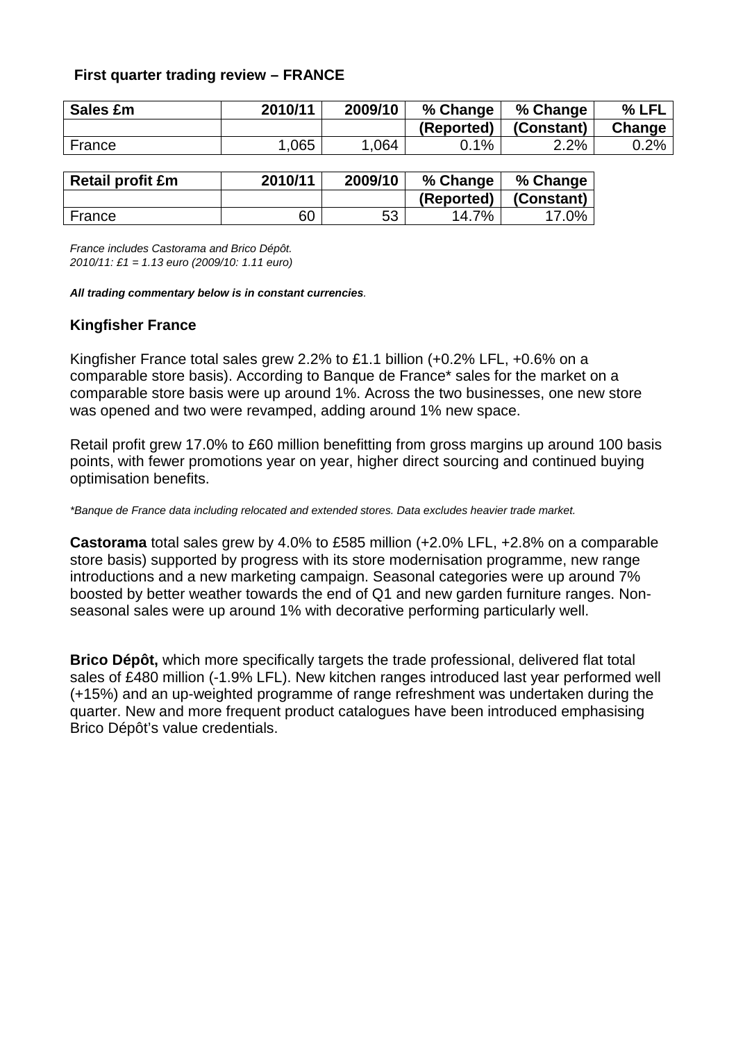**First quarter trading review – FRANCE**

| Sales £m | 2010/11 | 2009/10 | % Change (Reported) | % Change (Constant) | % LFL Change |
|---|---|---|---|---|---|
| France | 1,065 | 1,064 | 0.1% | 2.2% | 0.2% |

| Retail profit £m | 2010/11 | 2009/10 | % Change (Reported) | % Change (Constant) |
|---|---|---|---|---|
| France | 60 | 53 | 14.7% | 17.0% |

*France includes Castorama and Brico Dépôt.*
*2010/11: £1 = 1.13 euro (2009/10: 1.11 euro)*

***All trading commentary below is in constant currencies*.**

### Kingfisher France

Kingfisher France total sales grew 2.2% to £1.1 billion (+0.2% LFL, +0.6% on a comparable store basis). According to Banque de France* sales for the market on a comparable store basis were up around 1%. Across the two businesses, one new store was opened and two were revamped, adding around 1% new space.

Retail profit grew 17.0% to £60 million benefitting from gross margins up around 100 basis points, with fewer promotions year on year, higher direct sourcing and continued buying optimisation benefits.

*\*Banque de France data including relocated and extended stores. Data excludes heavier trade market.*

**Castorama** total sales grew by 4.0% to £585 million (+2.0% LFL, +2.8% on a comparable store basis) supported by progress with its store modernisation programme, new range introductions and a new marketing campaign. Seasonal categories were up around 7% boosted by better weather towards the end of Q1 and new garden furniture ranges. Non-seasonal sales were up around 1% with decorative performing particularly well.

**Brico Dépôt,** which more specifically targets the trade professional, delivered flat total sales of £480 million (-1.9% LFL). New kitchen ranges introduced last year performed well (+15%) and an up-weighted programme of range refreshment was undertaken during the quarter. New and more frequent product catalogues have been introduced emphasising Brico Dépôt's value credentials.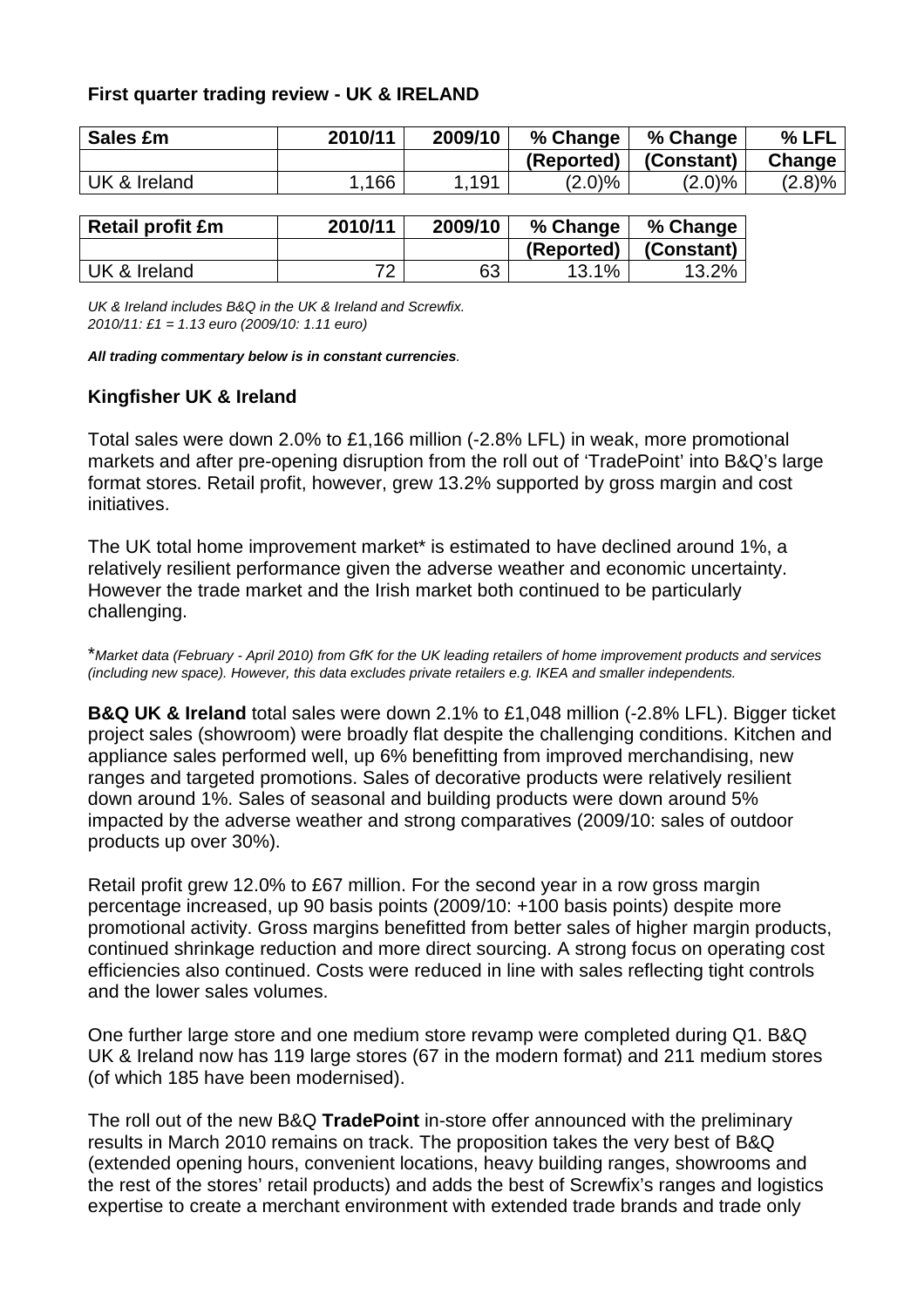## First quarter trading review - UK & IRELAND

| Sales £m | 2010/11 | 2009/10 | % Change (Reported) | % Change (Constant) | % LFL Change |
|---|---|---|---|---|---|
| UK & Ireland | 1,166 | 1,191 | (2.0)% | (2.0)% | (2.8)% |

| Retail profit £m | 2010/11 | 2009/10 | % Change (Reported) | % Change (Constant) |
|---|---|---|---|---|
| UK & Ireland | 72 | 63 | 13.1% | 13.2% |

*UK & Ireland includes B&Q in the UK & Ireland and Screwfix.*
*2010/11: £1 = 1.13 euro (2009/10: 1.11 euro)*

***All trading commentary below is in constant currencies.***

### Kingfisher UK & Ireland

Total sales were down 2.0% to £1,166 million (-2.8% LFL) in weak, more promotional markets and after pre-opening disruption from the roll out of 'TradePoint' into B&Q's large format stores. Retail profit, however, grew 13.2% supported by gross margin and cost initiatives.

The UK total home improvement market* is estimated to have declined around 1%, a relatively resilient performance given the adverse weather and economic uncertainty. However the trade market and the Irish market both continued to be particularly challenging.

**Market data (February - April 2010) from GfK for the UK leading retailers of home improvement products and services (including new space). However, this data excludes private retailers e.g. IKEA and smaller independents.*

**B&Q UK & Ireland** total sales were down 2.1% to £1,048 million (-2.8% LFL). Bigger ticket project sales (showroom) were broadly flat despite the challenging conditions. Kitchen and appliance sales performed well, up 6% benefitting from improved merchandising, new ranges and targeted promotions. Sales of decorative products were relatively resilient down around 1%. Sales of seasonal and building products were down around 5% impacted by the adverse weather and strong comparatives (2009/10: sales of outdoor products up over 30%).

Retail profit grew 12.0% to £67 million. For the second year in a row gross margin percentage increased, up 90 basis points (2009/10: +100 basis points) despite more promotional activity. Gross margins benefitted from better sales of higher margin products, continued shrinkage reduction and more direct sourcing. A strong focus on operating cost efficiencies also continued. Costs were reduced in line with sales reflecting tight controls and the lower sales volumes.

One further large store and one medium store revamp were completed during Q1. B&Q UK & Ireland now has 119 large stores (67 in the modern format) and 211 medium stores (of which 185 have been modernised).

The roll out of the new B&Q **TradePoint** in-store offer announced with the preliminary results in March 2010 remains on track. The proposition takes the very best of B&Q (extended opening hours, convenient locations, heavy building ranges, showrooms and the rest of the stores' retail products) and adds the best of Screwfix's ranges and logistics expertise to create a merchant environment with extended trade brands and trade only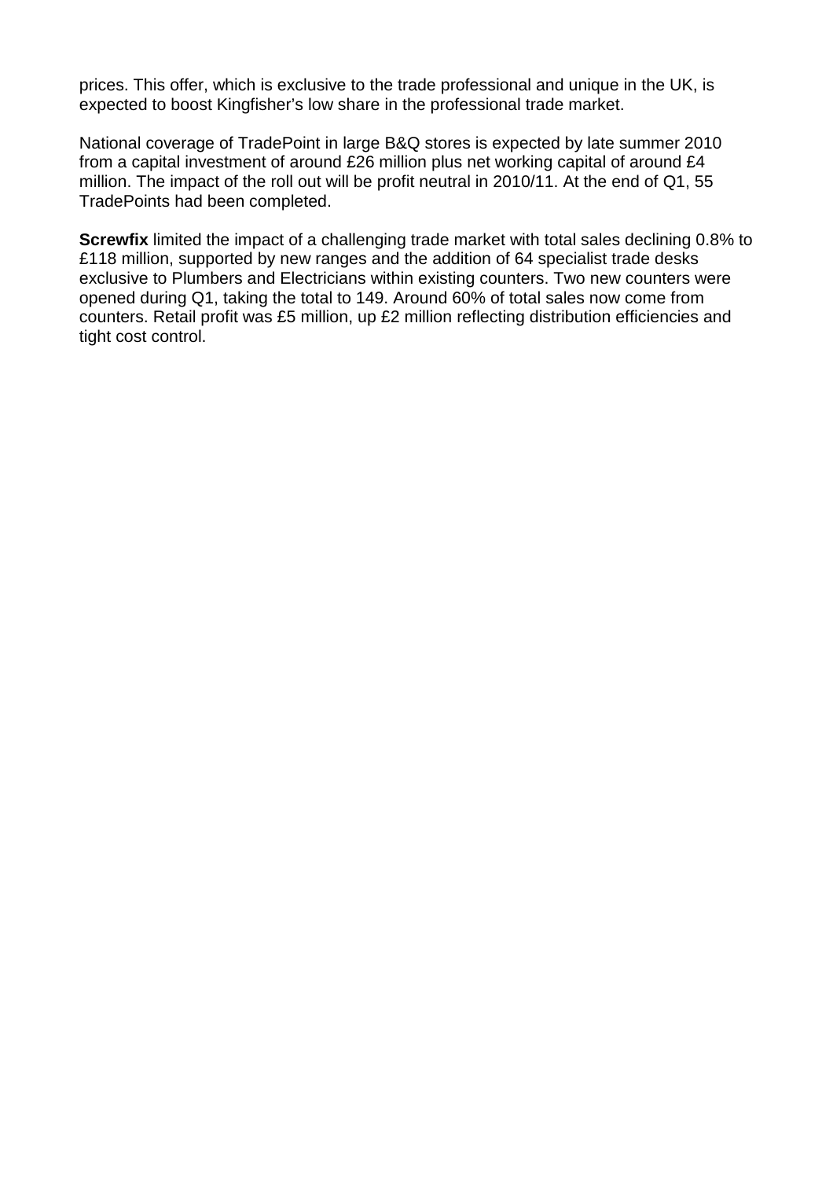prices. This offer, which is exclusive to the trade professional and unique in the UK, is expected to boost Kingfisher's low share in the professional trade market.

National coverage of TradePoint in large B&Q stores is expected by late summer 2010 from a capital investment of around £26 million plus net working capital of around £4 million. The impact of the roll out will be profit neutral in 2010/11. At the end of Q1, 55 TradePoints had been completed.

**Screwfix** limited the impact of a challenging trade market with total sales declining 0.8% to £118 million, supported by new ranges and the addition of 64 specialist trade desks exclusive to Plumbers and Electricians within existing counters. Two new counters were opened during Q1, taking the total to 149. Around 60% of total sales now come from counters. Retail profit was £5 million, up £2 million reflecting distribution efficiencies and tight cost control.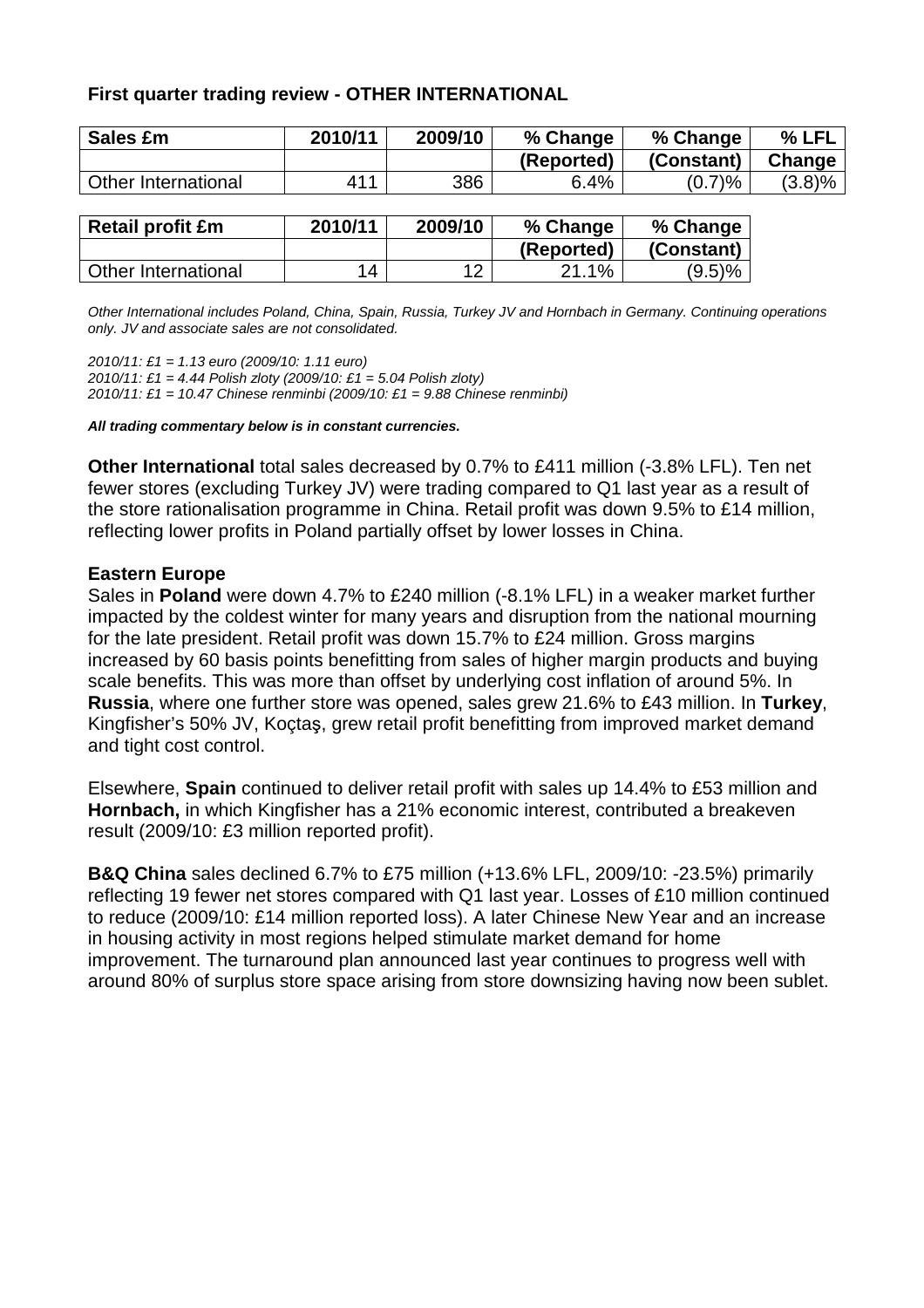**First quarter trading review - OTHER INTERNATIONAL**

| Sales £m | 2010/11 | 2009/10 | % Change (Reported) | % Change (Constant) | % LFL Change |
|---|---|---|---|---|---|
| Other International | 411 | 386 | 6.4% | (0.7)% | (3.8)% |

| Retail profit £m | 2010/11 | 2009/10 | % Change (Reported) | % Change (Constant) |
|---|---|---|---|---|
| Other International | 14 | 12 | 21.1% | (9.5)% |

*Other International includes Poland, China, Spain, Russia, Turkey JV and Hornbach in Germany. Continuing operations only. JV and associate sales are not consolidated.*

*2010/11: £1 = 1.13 euro (2009/10: 1.11 euro)*
*2010/11: £1 = 4.44 Polish zloty (2009/10: £1 = 5.04 Polish zloty)*
*2010/11: £1 = 10.47 Chinese renminbi (2009/10: £1 = 9.88 Chinese renminbi)*

***All trading commentary below is in constant currencies.***

**Other International** total sales decreased by 0.7% to £411 million (-3.8% LFL). Ten net fewer stores (excluding Turkey JV) were trading compared to Q1 last year as a result of the store rationalisation programme in China. Retail profit was down 9.5% to £14 million, reflecting lower profits in Poland partially offset by lower losses in China.

**Eastern Europe**

Sales in **Poland** were down 4.7% to £240 million (-8.1% LFL) in a weaker market further impacted by the coldest winter for many years and disruption from the national mourning for the late president. Retail profit was down 15.7% to £24 million. Gross margins increased by 60 basis points benefitting from sales of higher margin products and buying scale benefits. This was more than offset by underlying cost inflation of around 5%. In **Russia**, where one further store was opened, sales grew 21.6% to £43 million. In **Turkey**, Kingfisher's 50% JV, Koçtaş, grew retail profit benefitting from improved market demand and tight cost control.

Elsewhere, **Spain** continued to deliver retail profit with sales up 14.4% to £53 million and **Hornbach,** in which Kingfisher has a 21% economic interest, contributed a breakeven result (2009/10: £3 million reported profit).

**B&Q China** sales declined 6.7% to £75 million (+13.6% LFL, 2009/10: -23.5%) primarily reflecting 19 fewer net stores compared with Q1 last year. Losses of £10 million continued to reduce (2009/10: £14 million reported loss). A later Chinese New Year and an increase in housing activity in most regions helped stimulate market demand for home improvement. The turnaround plan announced last year continues to progress well with around 80% of surplus store space arising from store downsizing having now been sublet.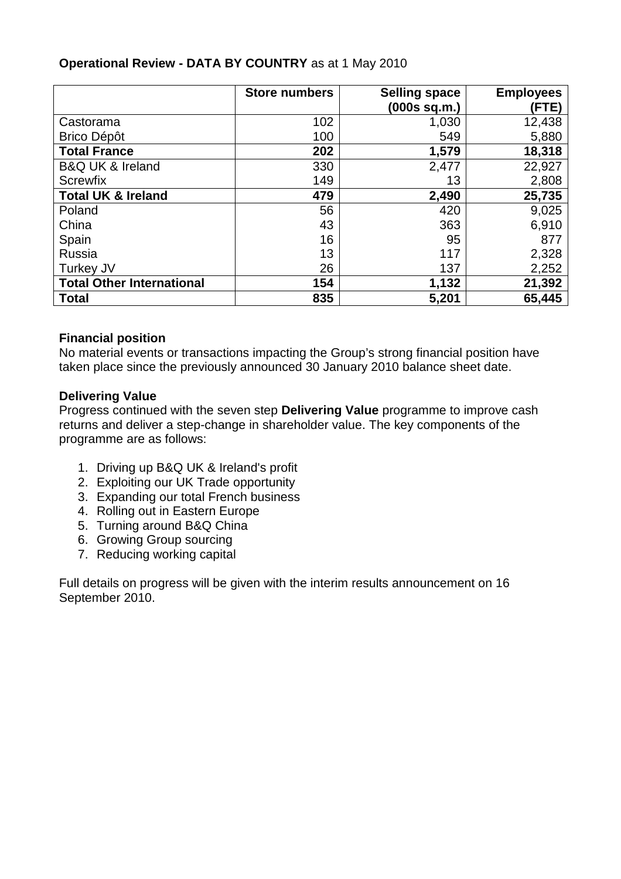**Operational Review - DATA BY COUNTRY** as at 1 May 2010

| | Store numbers | Selling space (000s sq.m.) | Employees (FTE) |
|---|---|---|---|
| Castorama | 102 | 1,030 | 12,438 |
| Brico Dépôt | 100 | 549 | 5,880 |
| **Total France** | **202** | **1,579** | **18,318** |
| B&Q UK & Ireland | 330 | 2,477 | 22,927 |
| Screwfix | 149 | 13 | 2,808 |
| **Total UK & Ireland** | **479** | **2,490** | **25,735** |
| Poland | 56 | 420 | 9,025 |
| China | 43 | 363 | 6,910 |
| Spain | 16 | 95 | 877 |
| Russia | 13 | 117 | 2,328 |
| Turkey JV | 26 | 137 | 2,252 |
| **Total Other International** | **154** | **1,132** | **21,392** |
| **Total** | **835** | **5,201** | **65,445** |

**Financial position**

No material events or transactions impacting the Group's strong financial position have taken place since the previously announced 30 January 2010 balance sheet date.

**Delivering Value**

Progress continued with the seven step **Delivering Value** programme to improve cash returns and deliver a step-change in shareholder value. The key components of the programme are as follows:

1. Driving up B&Q UK & Ireland's profit
2. Exploiting our UK Trade opportunity
3. Expanding our total French business
4. Rolling out in Eastern Europe
5. Turning around B&Q China
6. Growing Group sourcing
7. Reducing working capital

Full details on progress will be given with the interim results announcement on 16 September 2010.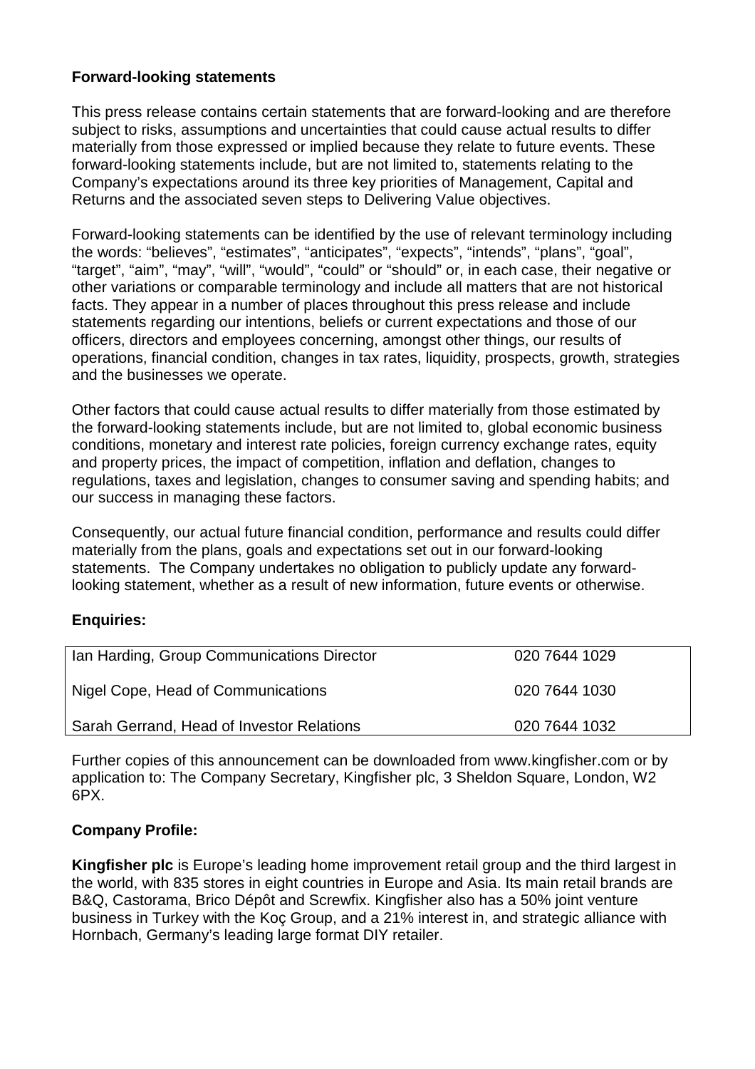**Forward-looking statements**

This press release contains certain statements that are forward-looking and are therefore subject to risks, assumptions and uncertainties that could cause actual results to differ materially from those expressed or implied because they relate to future events. These forward-looking statements include, but are not limited to, statements relating to the Company's expectations around its three key priorities of Management, Capital and Returns and the associated seven steps to Delivering Value objectives.

Forward-looking statements can be identified by the use of relevant terminology including the words: "believes", "estimates", "anticipates", "expects", "intends", "plans", "goal", "target", "aim", "may", "will", "would", "could" or "should" or, in each case, their negative or other variations or comparable terminology and include all matters that are not historical facts. They appear in a number of places throughout this press release and include statements regarding our intentions, beliefs or current expectations and those of our officers, directors and employees concerning, amongst other things, our results of operations, financial condition, changes in tax rates, liquidity, prospects, growth, strategies and the businesses we operate.

Other factors that could cause actual results to differ materially from those estimated by the forward-looking statements include, but are not limited to, global economic business conditions, monetary and interest rate policies, foreign currency exchange rates, equity and property prices, the impact of competition, inflation and deflation, changes to regulations, taxes and legislation, changes to consumer saving and spending habits; and our success in managing these factors.

Consequently, our actual future financial condition, performance and results could differ materially from the plans, goals and expectations set out in our forward-looking statements. The Company undertakes no obligation to publicly update any forward-looking statement, whether as a result of new information, future events or otherwise.

**Enquiries:**

| | |
|---|---|
| Ian Harding, Group Communications Director | 020 7644 1029 |
| Nigel Cope, Head of Communications | 020 7644 1030 |
| Sarah Gerrand, Head of Investor Relations | 020 7644 1032 |

Further copies of this announcement can be downloaded from www.kingfisher.com or by application to: The Company Secretary, Kingfisher plc, 3 Sheldon Square, London, W2 6PX.

**Company Profile:**

**Kingfisher plc** is Europe's leading home improvement retail group and the third largest in the world, with 835 stores in eight countries in Europe and Asia. Its main retail brands are B&Q, Castorama, Brico Dépôt and Screwfix. Kingfisher also has a 50% joint venture business in Turkey with the Koç Group, and a 21% interest in, and strategic alliance with Hornbach, Germany's leading large format DIY retailer.